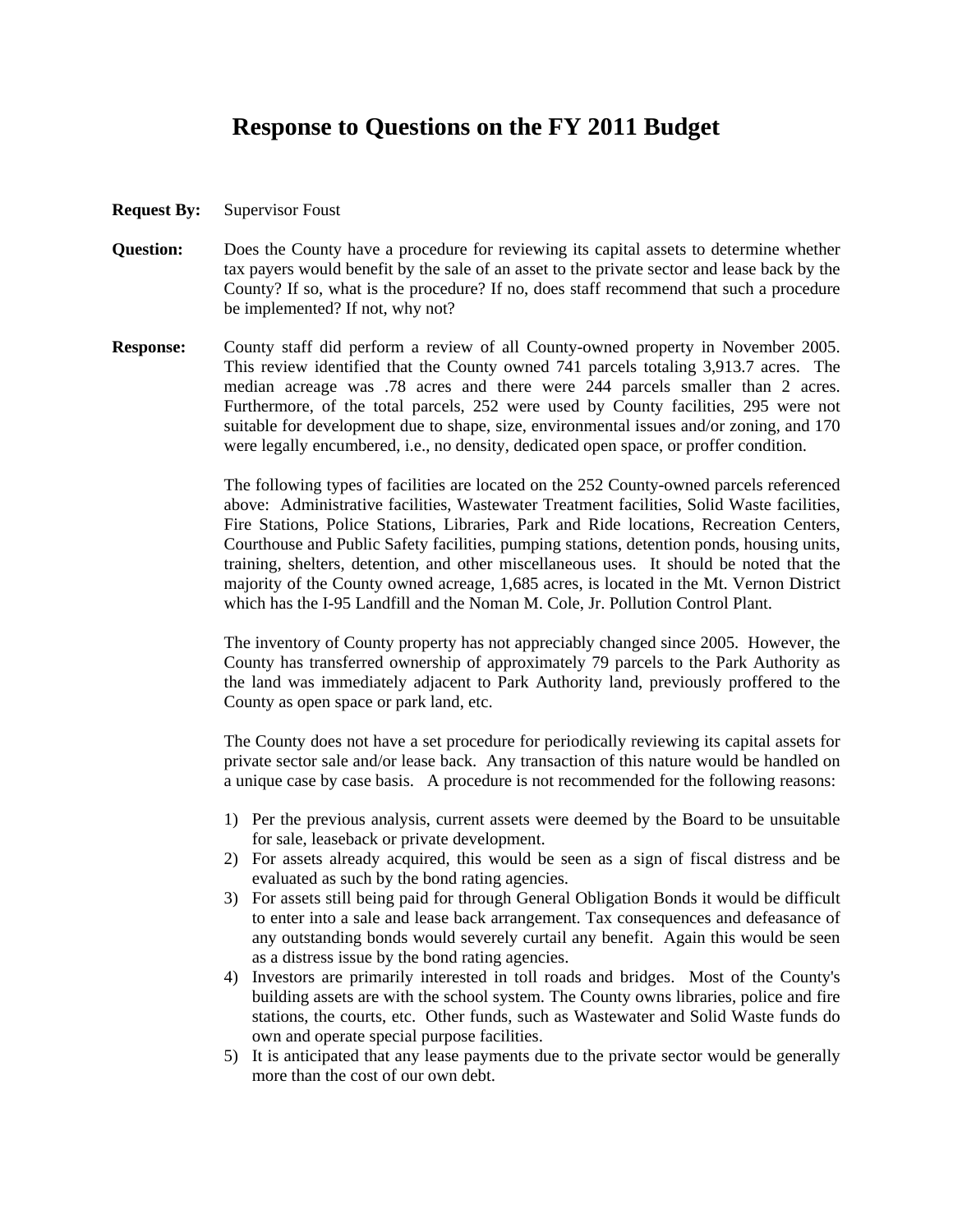# Response to Questions on the FY 2011 Budget

**Request By:** Supervisor Foust

**Question:** Does the County have a procedure for reviewing its capital assets to determine whether tax payers would benefit by the sale of an asset to the private sector and lease back by the County? If so, what is the procedure? If no, does staff recommend that such a procedure be implemented? If not, why not?

**Response:** County staff did perform a review of all County-owned property in November 2005. This review identified that the County owned 741 parcels totaling 3,913.7 acres. The median acreage was .78 acres and there were 244 parcels smaller than 2 acres. Furthermore, of the total parcels, 252 were used by County facilities, 295 were not suitable for development due to shape, size, environmental issues and/or zoning, and 170 were legally encumbered, i.e., no density, dedicated open space, or proffer condition.

The following types of facilities are located on the 252 County-owned parcels referenced above: Administrative facilities, Wastewater Treatment facilities, Solid Waste facilities, Fire Stations, Police Stations, Libraries, Park and Ride locations, Recreation Centers, Courthouse and Public Safety facilities, pumping stations, detention ponds, housing units, training, shelters, detention, and other miscellaneous uses. It should be noted that the majority of the County owned acreage, 1,685 acres, is located in the Mt. Vernon District which has the I-95 Landfill and the Noman M. Cole, Jr. Pollution Control Plant.

The inventory of County property has not appreciably changed since 2005. However, the County has transferred ownership of approximately 79 parcels to the Park Authority as the land was immediately adjacent to Park Authority land, previously proffered to the County as open space or park land, etc.

The County does not have a set procedure for periodically reviewing its capital assets for private sector sale and/or lease back. Any transaction of this nature would be handled on a unique case by case basis. A procedure is not recommended for the following reasons:

1) Per the previous analysis, current assets were deemed by the Board to be unsuitable for sale, leaseback or private development.
2) For assets already acquired, this would be seen as a sign of fiscal distress and be evaluated as such by the bond rating agencies.
3) For assets still being paid for through General Obligation Bonds it would be difficult to enter into a sale and lease back arrangement. Tax consequences and defeasance of any outstanding bonds would severely curtail any benefit. Again this would be seen as a distress issue by the bond rating agencies.
4) Investors are primarily interested in toll roads and bridges. Most of the County's building assets are with the school system. The County owns libraries, police and fire stations, the courts, etc. Other funds, such as Wastewater and Solid Waste funds do own and operate special purpose facilities.
5) It is anticipated that any lease payments due to the private sector would be generally more than the cost of our own debt.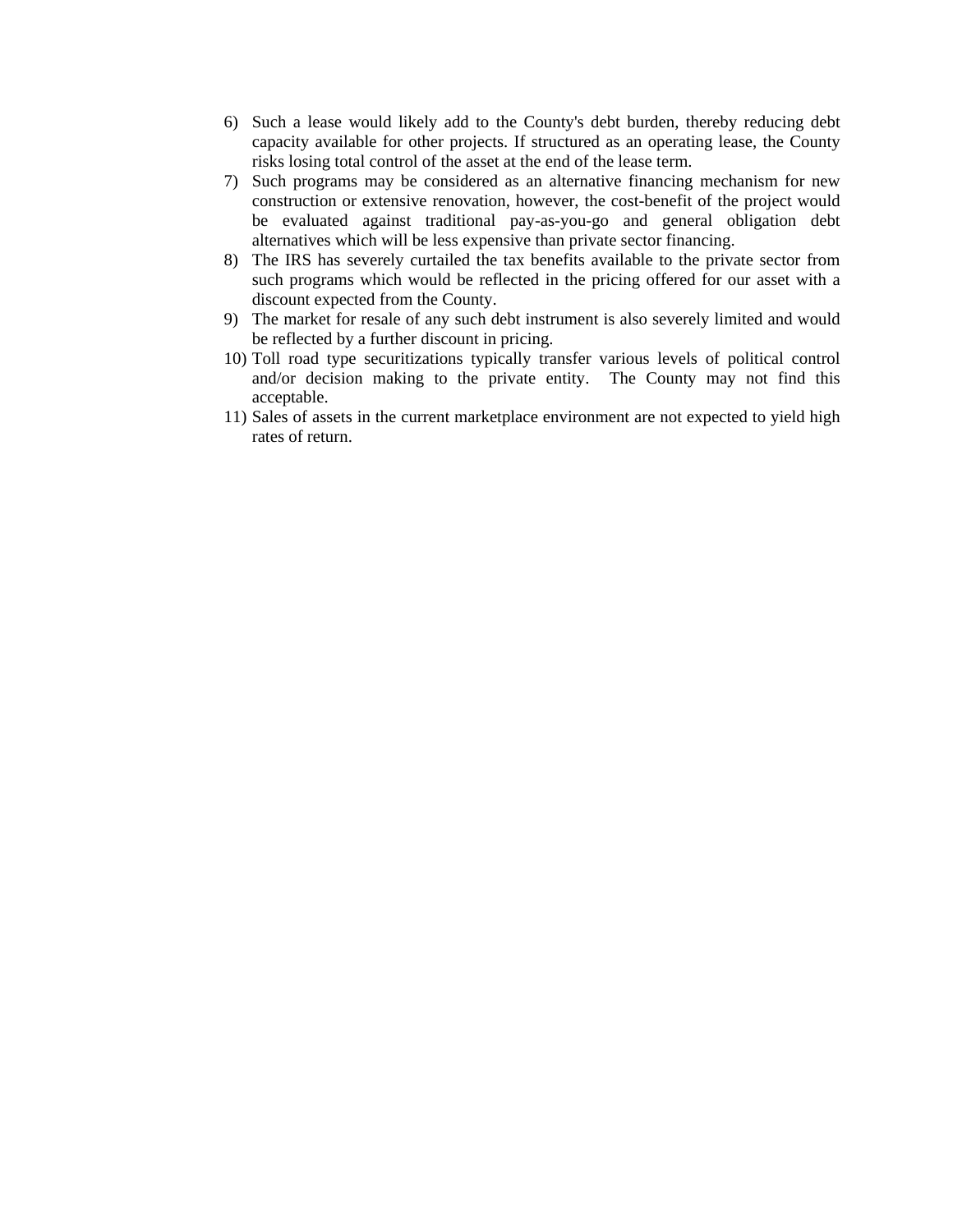6) Such a lease would likely add to the County's debt burden, thereby reducing debt capacity available for other projects. If structured as an operating lease, the County risks losing total control of the asset at the end of the lease term.
7) Such programs may be considered as an alternative financing mechanism for new construction or extensive renovation, however, the cost-benefit of the project would be evaluated against traditional pay-as-you-go and general obligation debt alternatives which will be less expensive than private sector financing.
8) The IRS has severely curtailed the tax benefits available to the private sector from such programs which would be reflected in the pricing offered for our asset with a discount expected from the County.
9) The market for resale of any such debt instrument is also severely limited and would be reflected by a further discount in pricing.
10) Toll road type securitizations typically transfer various levels of political control and/or decision making to the private entity. The County may not find this acceptable.
11) Sales of assets in the current marketplace environment are not expected to yield high rates of return.